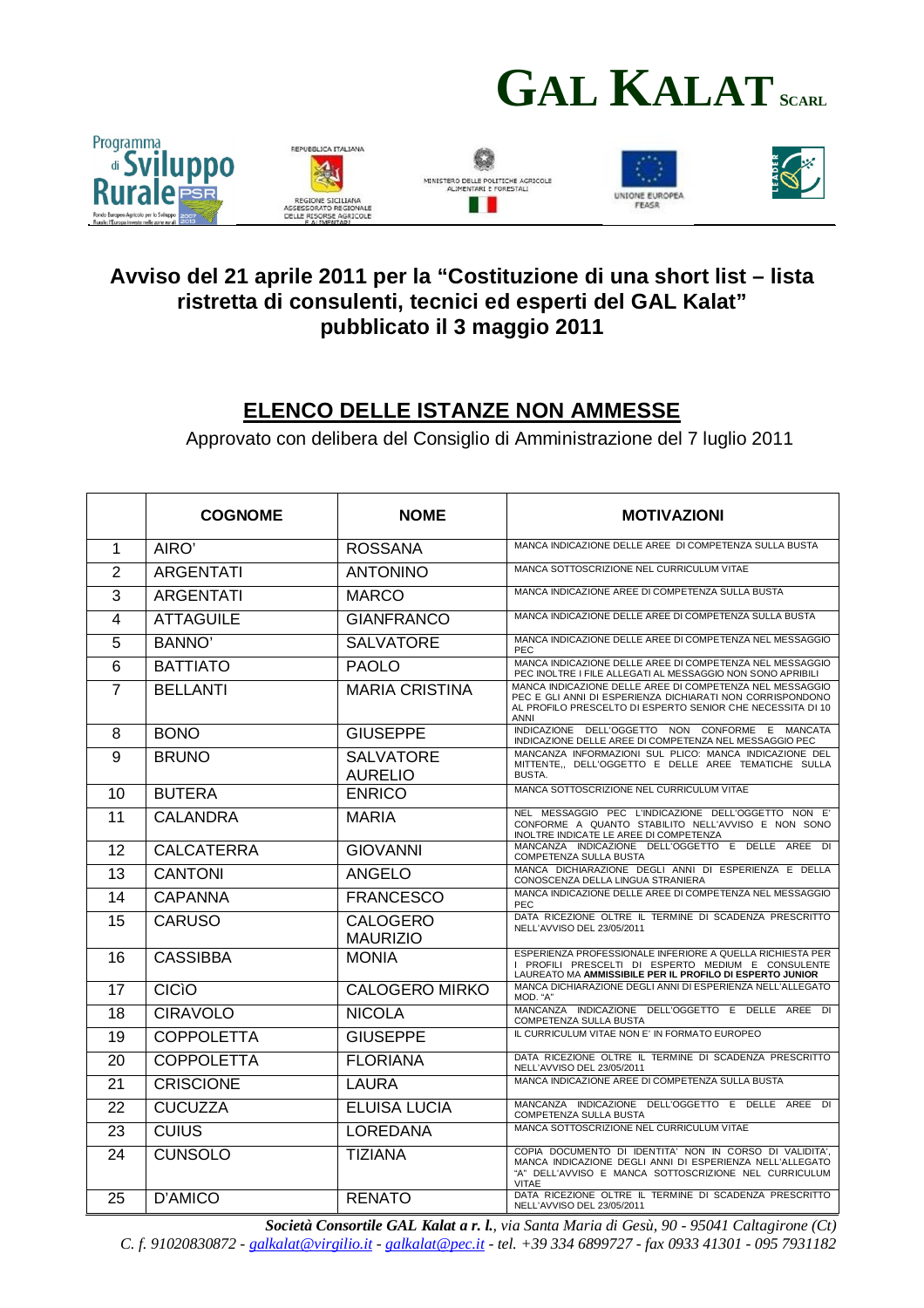# GAL KALAT SCARL

Programma di Sviluppo Rurale PSR — REPUBBLICA ITALIANA — REGIONE SICILIANA ASSESSORATO REGIONALE DELLE RISORSE AGRICOLE E ALIMENTARI — MINISTERO DELLE POLITICHE AGRICOLE ALIMENTARI E FORESTALI — UNIONE EUROPEA FEASR — LEADER

## Avviso del 21 aprile 2011 per la "Costituzione di una short list – lista ristretta di consulenti, tecnici ed esperti del GAL Kalat" pubblicato il 3 maggio 2011

## ELENCO DELLE ISTANZE NON AMMESSE

Approvato con delibera del Consiglio di Amministrazione del 7 luglio 2011

| | COGNOME | NOME | MOTIVAZIONI |
|---|---|---|---|
| 1 | AIRO' | ROSSANA | MANCA INDICAZIONE DELLE AREE DI COMPETENZA SULLA BUSTA |
| 2 | ARGENTATI | ANTONINO | MANCA SOTTOSCRIZIONE NEL CURRICULUM VITAE |
| 3 | ARGENTATI | MARCO | MANCA INDICAZIONE AREE DI COMPETENZA SULLA BUSTA |
| 4 | ATTAGUILE | GIANFRANCO | MANCA INDICAZIONE DELLE AREE DI COMPETENZA SULLA BUSTA |
| 5 | BANNO' | SALVATORE | MANCA INDICAZIONE DELLE AREE DI COMPETENZA NEL MESSAGGIO PEC |
| 6 | BATTIATO | PAOLO | MANCA INDICAZIONE DELLE AREE DI COMPETENZA NEL MESSAGGIO PEC INOLTRE I FILE ALLEGATI AL MESSAGGIO NON SONO APRIBILI |
| 7 | BELLANTI | MARIA CRISTINA | MANCA INDICAZIONE DELLE AREE DI COMPETENZA NEL MESSAGGIO PEC E GLI ANNI DI ESPERIENZA DICHIARATI NON CORRISPONDONO AL PROFILO PRESCELTO DI ESPERTO SENIOR CHE NECESSITA DI 10 ANNI |
| 8 | BONO | GIUSEPPE | INDICAZIONE DELL'OGGETTO NON CONFORME E MANCATA INDICAZIONE DELLE AREE DI COMPETENZA NEL MESSAGGIO PEC |
| 9 | BRUNO | SALVATORE AURELIO | MANCANZA INFORMAZIONI SUL PLICO: MANCA INDICAZIONE DEL MITTENTE,, DELL'OGGETTO E DELLE AREE TEMATICHE SULLA BUSTA. |
| 10 | BUTERA | ENRICO | MANCA SOTTOSCRIZIONE NEL CURRICULUM VITAE |
| 11 | CALANDRA | MARIA | NEL MESSAGGIO PEC L'INDICAZIONE DELL'OGGETTO NON E' CONFORME A QUANTO STABILITO NELL'AVVISO E NON SONO INOLTRE INDICATE LE AREE DI COMPETENZA |
| 12 | CALCATERRA | GIOVANNI | MANCANZA INDICAZIONE DELL'OGGETTO E DELLE AREE DI COMPETENZA SULLA BUSTA |
| 13 | CANTONI | ANGELO | MANCA DICHIARAZIONE DEGLI ANNI DI ESPERIENZA E DELLA CONOSCENZA DELLA LINGUA STRANIERA |
| 14 | CAPANNA | FRANCESCO | MANCA INDICAZIONE DELLE AREE DI COMPETENZA NEL MESSAGGIO PEC |
| 15 | CARUSO | CALOGERO MAURIZIO | DATA RICEZIONE OLTRE IL TERMINE DI SCADENZA PRESCRITTO NELL'AVVISO DEL 23/05/2011 |
| 16 | CASSIBBA | MONIA | ESPERIENZA PROFESSIONALE INFERIORE A QUELLA RICHIESTA PER I PROFILI PRESCELTI DI ESPERTO MEDIUM E CONSULENTE LAUREATO MA **AMMISSIBILE PER IL PROFILO DI ESPERTO JUNIOR** |
| 17 | CICìO | CALOGERO MIRKO | MANCA DICHIARAZIONE DEGLI ANNI DI ESPERIENZA NELL'ALLEGATO MOD. "A" |
| 18 | CIRAVOLO | NICOLA | MANCANZA INDICAZIONE DELL'OGGETTO E DELLE AREE DI COMPETENZA SULLA BUSTA |
| 19 | COPPOLETTA | GIUSEPPE | IL CURRICULUM VITAE NON E' IN FORMATO EUROPEO |
| 20 | COPPOLETTA | FLORIANA | DATA RICEZIONE OLTRE IL TERMINE DI SCADENZA PRESCRITTO NELL'AVVISO DEL 23/05/2011 |
| 21 | CRISCIONE | LAURA | MANCA INDICAZIONE AREE DI COMPETENZA SULLA BUSTA |
| 22 | CUCUZZA | ELUISA LUCIA | MANCANZA INDICAZIONE DELL'OGGETTO E DELLE AREE DI COMPETENZA SULLA BUSTA |
| 23 | CUIUS | LOREDANA | MANCA SOTTOSCRIZIONE NEL CURRICULUM VITAE |
| 24 | CUNSOLO | TIZIANA | COPIA DOCUMENTO DI IDENTITA' NON IN CORSO DI VALIDITA', MANCA INDICAZIONE DEGLI ANNI DI ESPERIENZA NELL'ALLEGATO "A" DELL'AVVISO E MANCA SOTTOSCRIZIONE NEL CURRICULUM VITAE |
| 25 | D'AMICO | RENATO | DATA RICEZIONE OLTRE IL TERMINE DI SCADENZA PRESCRITTO NELL'AVVISO DEL 23/05/2011 |

*Società Consortile GAL Kalat a r. l., via Santa Maria di Gesù, 90 - 95041 Caltagirone (Ct)*
*C. f. 91020830872 - galkalat@virgilio.it - galkalat@pec.it - tel. +39 334 6899727 - fax 0933 41301 - 095 7931182*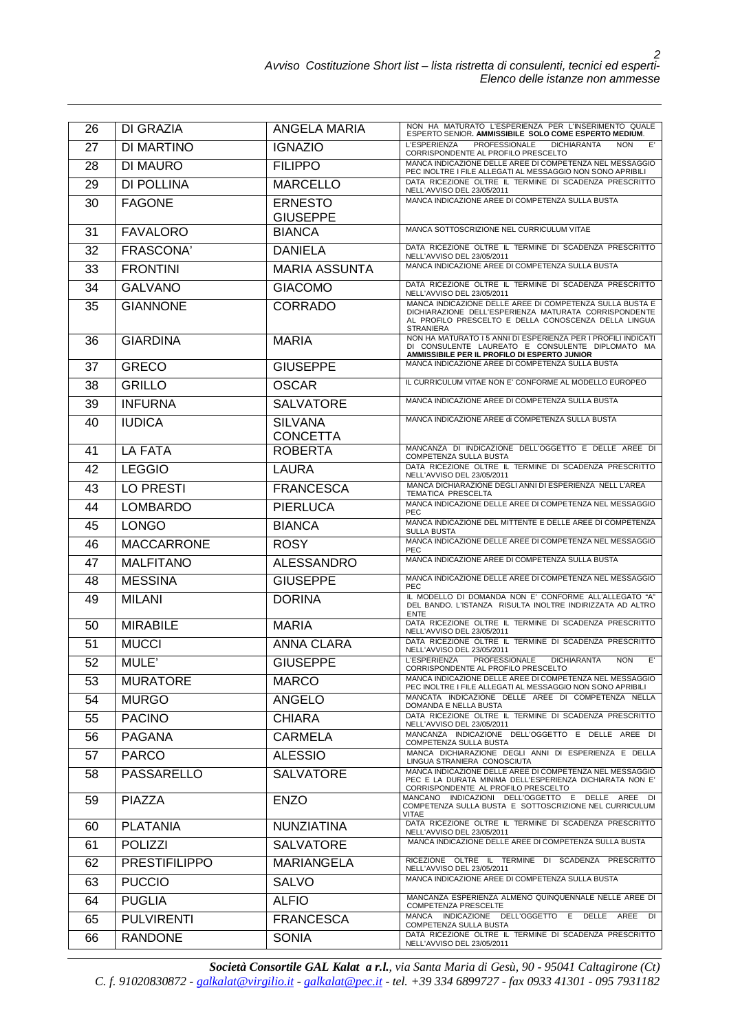| 26 | DI GRAZIA | ANGELA MARIA | NON HA MATURATO L'ESPERIENZA PER L'INSERIMENTO QUALE ESPERTO SENIOR**. AMMISSIBILE SOLO COME ESPERTO MEDIUM**. |
|---|---|---|---|
| 27 | DI MARTINO | IGNAZIO | L'ESPERIENZA PROFESSIONALE DICHIARANTA NON E' CORRISPONDENTE AL PROFILO PRESCELTO |
| 28 | DI MAURO | FILIPPO | MANCA INDICAZIONE DELLE AREE DI COMPETENZA NEL MESSAGGIO PEC INOLTRE I FILE ALLEGATI AL MESSAGGIO NON SONO APRIBILI |
| 29 | DI POLLINA | MARCELLO | DATA RICEZIONE OLTRE IL TERMINE DI SCADENZA PRESCRITTO NELL'AVVISO DEL 23/05/2011 |
| 30 | FAGONE | ERNESTO GIUSEPPE | MANCA INDICAZIONE AREE DI COMPETENZA SULLA BUSTA |
| 31 | FAVALORO | BIANCA | MANCA SOTTOSCRIZIONE NEL CURRICULUM VITAE |
| 32 | FRASCONA' | DANIELA | DATA RICEZIONE OLTRE IL TERMINE DI SCADENZA PRESCRITTO NELL'AVVISO DEL 23/05/2011 |
| 33 | FRONTINI | MARIA ASSUNTA | MANCA INDICAZIONE AREE DI COMPETENZA SULLA BUSTA |
| 34 | GALVANO | GIACOMO | DATA RICEZIONE OLTRE IL TERMINE DI SCADENZA PRESCRITTO NELL'AVVISO DEL 23/05/2011 |
| 35 | GIANNONE | CORRADO | MANCA INDICAZIONE DELLE AREE DI COMPETENZA SULLA BUSTA E DICHIARAZIONE DELL'ESPERIENZA MATURATA CORRISPONDENTE AL PROFILO PRESCELTO E DELLA CONOSCENZA DELLA LINGUA STRANIERA |
| 36 | GIARDINA | MARIA | NON HA MATURATO I 5 ANNI DI ESPERIENZA PER I PROFILI INDICATI DI CONSULENTE LAUREATO E CONSULENTE DIPLOMATO MA **AMMISSIBILE PER IL PROFILO DI ESPERTO JUNIOR** |
| 37 | GRECO | GIUSEPPE | MANCA INDICAZIONE AREE DI COMPETENZA SULLA BUSTA |
| 38 | GRILLO | OSCAR | IL CURRICULUM VITAE NON E' CONFORME AL MODELLO EUROPEO |
| 39 | INFURNA | SALVATORE | MANCA INDICAZIONE AREE DI COMPETENZA SULLA BUSTA |
| 40 | IUDICA | SILVANA CONCETTA | MANCA INDICAZIONE AREE di COMPETENZA SULLA BUSTA |
| 41 | LA FATA | ROBERTA | MANCANZA DI INDICAZIONE DELL'OGGETTO E DELLE AREE DI COMPETENZA SULLA BUSTA |
| 42 | LEGGIO | LAURA | DATA RICEZIONE OLTRE IL TERMINE DI SCADENZA PRESCRITTO NELL'AVVISO DEL 23/05/2011 |
| 43 | LO PRESTI | FRANCESCA | MANCA DICHIARAZIONE DEGLI ANNI DI ESPERIENZA NELL L'AREA TEMATICA PRESCELTA |
| 44 | LOMBARDO | PIERLUCA | MANCA INDICAZIONE DELLE AREE DI COMPETENZA NEL MESSAGGIO PEC |
| 45 | LONGO | BIANCA | MANCA INDICAZIONE DEL MITTENTE E DELLE AREE DI COMPETENZA SULLA BUSTA |
| 46 | MACCARRONE | ROSY | MANCA INDICAZIONE DELLE AREE DI COMPETENZA NEL MESSAGGIO PEC |
| 47 | MALFITANO | ALESSANDRO | MANCA INDICAZIONE AREE DI COMPETENZA SULLA BUSTA |
| 48 | MESSINA | GIUSEPPE | MANCA INDICAZIONE DELLE AREE DI COMPETENZA NEL MESSAGGIO PEC |
| 49 | MILANI | DORINA | IL MODELLO DI DOMANDA NON E' CONFORME ALL'ALLEGATO "A" DEL BANDO. L'ISTANZA RISULTA INOLTRE INDIRIZZATA AD ALTRO ENTE |
| 50 | MIRABILE | MARIA | DATA RICEZIONE OLTRE IL TERMINE DI SCADENZA PRESCRITTO NELL'AVVISO DEL 23/05/2011 |
| 51 | MUCCI | ANNA CLARA | DATA RICEZIONE OLTRE IL TERMINE DI SCADENZA PRESCRITTO NELL'AVVISO DEL 23/05/2011 |
| 52 | MULE' | GIUSEPPE | L'ESPERIENZA PROFESSIONALE DICHIARANTA NON E' CORRISPONDENTE AL PROFILO PRESCELTO |
| 53 | MURATORE | MARCO | MANCA INDICAZIONE DELLE AREE DI COMPETENZA NEL MESSAGGIO PEC INOLTRE I FILE ALLEGATI AL MESSAGGIO NON SONO APRIBILI |
| 54 | MURGO | ANGELO | MANCATA INDICAZIONE DELLE AREE DI COMPETENZA NELLA DOMANDA E NELLA BUSTA |
| 55 | PACINO | CHIARA | DATA RICEZIONE OLTRE IL TERMINE DI SCADENZA PRESCRITTO NELL'AVVISO DEL 23/05/2011 |
| 56 | PAGANA | CARMELA | MANCANZA INDICAZIONE DELL'OGGETTO E DELLE AREE DI COMPETENZA SULLA BUSTA |
| 57 | PARCO | ALESSIO | MANCA DICHIARAZIONE DEGLI ANNI DI ESPERIENZA E DELLA LINGUA STRANIERA CONOSCIUTA |
| 58 | PASSARELLO | SALVATORE | MANCA INDICAZIONE DELLE AREE DI COMPETENZA NEL MESSAGGIO PEC E LA DURATA MINIMA DELL'ESPERIENZA DICHIARATA NON E' CORRISPONDENTE AL PROFILO PRESCELTO |
| 59 | PIAZZA | ENZO | MANCANO INDICAZIONI DELL'OGGETTO E DELLE AREE DI COMPETENZA SULLA BUSTA E SOTTOSCRIZIONE NEL CURRICULUM VITAE |
| 60 | PLATANIA | NUNZIATINA | DATA RICEZIONE OLTRE IL TERMINE DI SCADENZA PRESCRITTO NELL'AVVISO DEL 23/05/2011 |
| 61 | POLIZZI | SALVATORE | MANCA INDICAZIONE DELLE AREE DI COMPETENZA SULLA BUSTA |
| 62 | PRESTIFILIPPO | MARIANGELA | RICEZIONE OLTRE IL TERMINE DI SCADENZA PRESCRITTO NELL'AVVISO DEL 23/05/2011 |
| 63 | PUCCIO | SALVO | MANCA INDICAZIONE AREE DI COMPETENZA SULLA BUSTA |
| 64 | PUGLIA | ALFIO | MANCANZA ESPERIENZA ALMENO QUINQUENNALE NELLE AREE DI COMPETENZA PRESCELTE |
| 65 | PULVIRENTI | FRANCESCA | MANCA INDICAZIONE DELL'OGGETTO E DELLE AREE DI COMPETENZA SULLA BUSTA |
| 66 | RANDONE | SONIA | DATA RICEZIONE OLTRE IL TERMINE DI SCADENZA PRESCRITTO NELL'AVVISO DEL 23/05/2011 |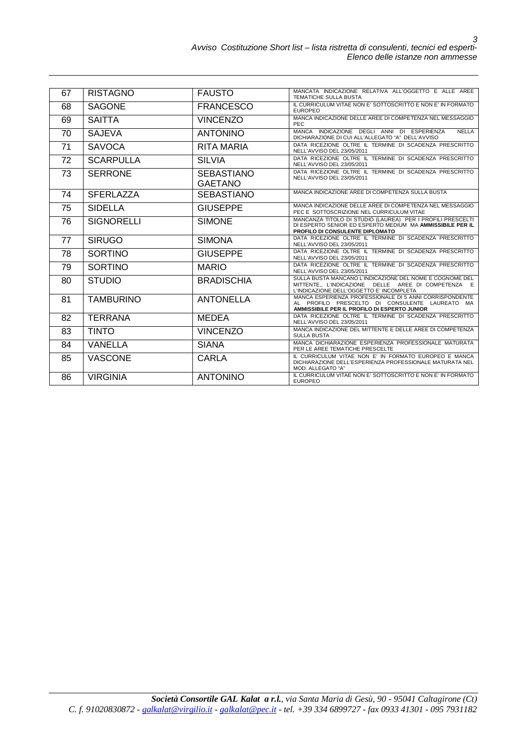| | | | |
|---|---|---|---|
| 67 | RISTAGNO | FAUSTO | MANCATA INDICAZIONE RELATIVA ALL'OGGETTO E ALLE AREE TEMATICHE SULLA BUSTA |
| 68 | SAGONE | FRANCESCO | IL CURRICULUM VITAE NON E' SOTTOSCRITTO E NON E' IN FORMATO EUROPEO |
| 69 | SAITTA | VINCENZO | MANCA INDICAZIONE DELLE AREE DI COMPETENZA NEL MESSAGGIO PEC |
| 70 | SAJEVA | ANTONINO | MANCA INDICAZIONE DEGLI ANNI DI ESPERIENZA NELLA DICHIARAZIONE DI CUI ALL'ALLEGATO "A" DELL'AVVISO |
| 71 | SAVOCA | RITA MARIA | DATA RICEZIONE OLTRE IL TERMINE DI SCADENZA PRESCRITTO NELL'AVVISO DEL 23/05/2011 |
| 72 | SCARPULLA | SILVIA | DATA RICEZIONE OLTRE IL TERMINE DI SCADENZA PRESCRITTO NELL'AVVISO DEL 23/05/2011 |
| 73 | SERRONE | SEBASTIANO GAETANO | DATA RICEZIONE OLTRE IL TERMINE DI SCADENZA PRESCRITTO NELL'AVVISO DEL 23/05/2011 |
| 74 | SFERLAZZA | SEBASTIANO | MANCA INDICAZIONE AREE DI COMPETENZA SULLA BUSTA |
| 75 | SIDELLA | GIUSEPPE | MANCA INDICAZIONE DELLE AREE DI COMPETENZA NEL MESSAGGIO PEC E SOTTOSCRIZIONE NEL CURRICULUM VITAE |
| 76 | SIGNORELLI | SIMONE | MANCANZA TITOLO DI STUDIO (LAUREA) PER I PROFILI PRESCELTI DI ESPERTO SENIOR ED ESPERTO MEDIUM MA **AMMISSIBILE PER IL PROFILO DI CONSULENTE DIPLOMATO** |
| 77 | SIRUGO | SIMONA | DATA RICEZIONE OLTRE IL TERMINE DI SCADENZA PRESCRITTO NELL'AVVISO DEL 23/05/2011 |
| 78 | SORTINO | GIUSEPPE | DATA RICEZIONE OLTRE IL TERMINE DI SCADENZA PRESCRITTO NELL'AVVISO DEL 23/05/2011 |
| 79 | SORTINO | MARIO | DATA RICEZIONE OLTRE IL TERMINE DI SCADENZA PRESCRITTO NELL'AVVISO DEL 23/05/2011 |
| 80 | STUDIO | BRADISCHIA | SULLA BUSTA MANCANO L'INDICAZIONE DEL NOME E COGNOME DEL MITTENTE,, L'INDICAZIONE DELLE AREE DI COMPETENZA E L'INDICAZIONE DELL'OGGETTO E' INCOMPLETA |
| 81 | TAMBURINO | ANTONELLA | MANCA ESPERIENZA PROFESSIONALE DI 5 ANNI CORRISPONDENTE AL PROFILO PRESCELTO DI CONSULENTE LAUREATO MA **AMMISSIBILE PER IL PROFILO DI ESPERTO JUNIOR** |
| 82 | TERRANA | MEDEA | DATA RICEZIONE OLTRE IL TERMINE DI SCADENZA PRESCRITTO NELL'AVVISO DEL 23/05/2011 |
| 83 | TINTO | VINCENZO | MANCA INDICAZIONE DEL MITTENTE E DELLE AREE DI COMPETENZA SULLA BUSTA |
| 84 | VANELLA | SIANA | MANCA DICHIARAZIONE ESPERIENZA PROFESSIONALE MATURATA PER LE AREE TEMATICHE PRESCELTE |
| 85 | VASCONE | CARLA | IL CURRICULUM VITAE NON E' IN FORMATO EUROPEO E MANCA DICHIARAZIONE DELL'ESPERIENZA PROFESSIONALE MATURATA NEL MOD. ALLEGATO "A" |
| 86 | VIRGINIA | ANTONINO | IL CURRICULUM VITAE NON E' SOTTOSCRITTO E NON E' IN FORMATO EUROPEO |